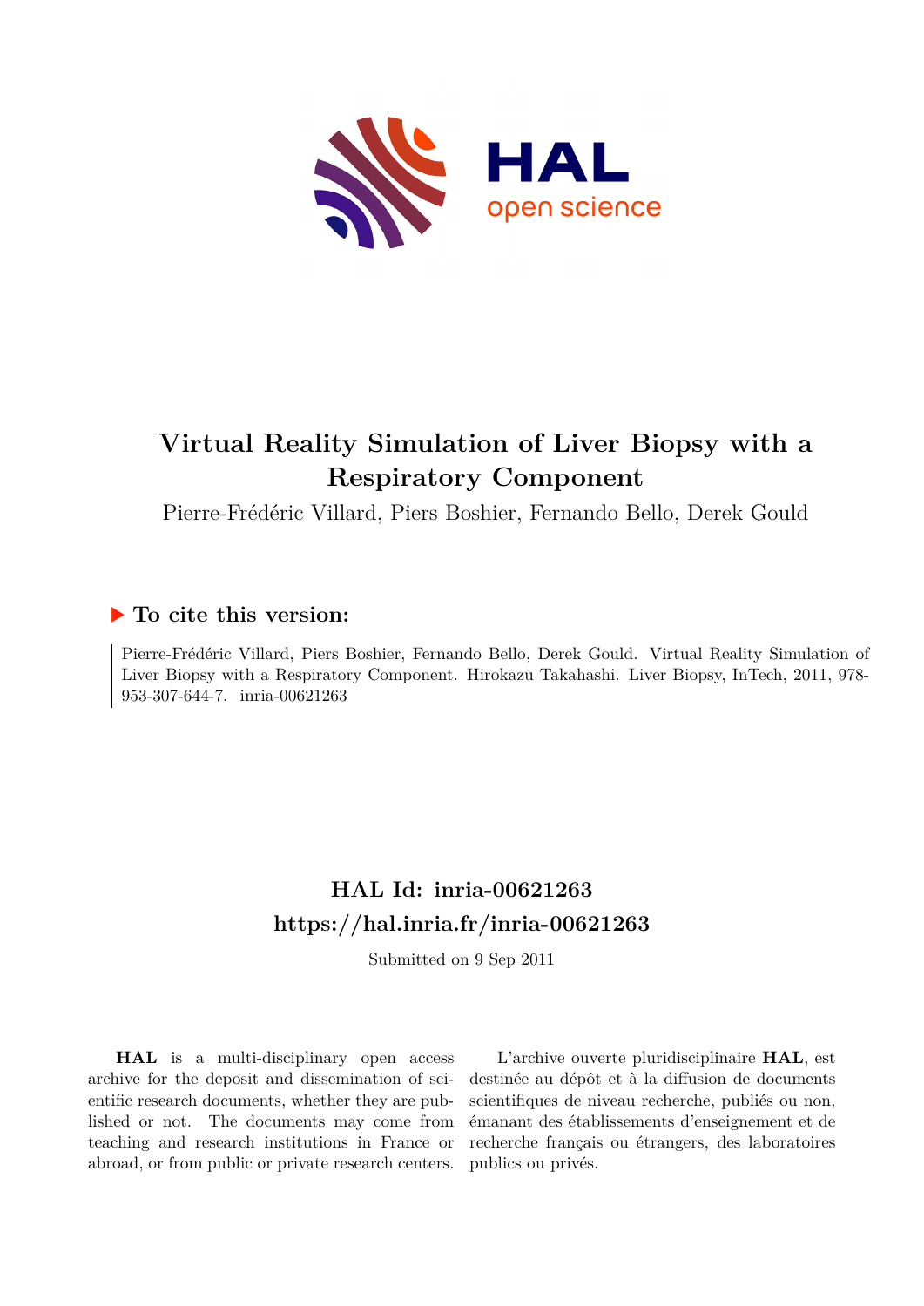# Virtual Reality Simulation of Liver Biopsy with a Respiratory Component

Pierre-Frédéric Villard, Piers Boshier, Fernando Bello, Derek Gould

## ▶ To cite this version:

Pierre-Frédéric Villard, Piers Boshier, Fernando Bello, Derek Gould. Virtual Reality Simulation of Liver Biopsy with a Respiratory Component. Hirokazu Takahashi. Liver Biopsy, InTech, 2011, 978-953-307-644-7. inria-00621263

## HAL Id: inria-00621263
## https://hal.inria.fr/inria-00621263

Submitted on 9 Sep 2011

**HAL** is a multi-disciplinary open access archive for the deposit and dissemination of scientific research documents, whether they are published or not. The documents may come from teaching and research institutions in France or abroad, or from public or private research centers.

L'archive ouverte pluridisciplinaire **HAL**, est destinée au dépôt et à la diffusion de documents scientifiques de niveau recherche, publiés ou non, émanant des établissements d'enseignement et de recherche français ou étrangers, des laboratoires publics ou privés.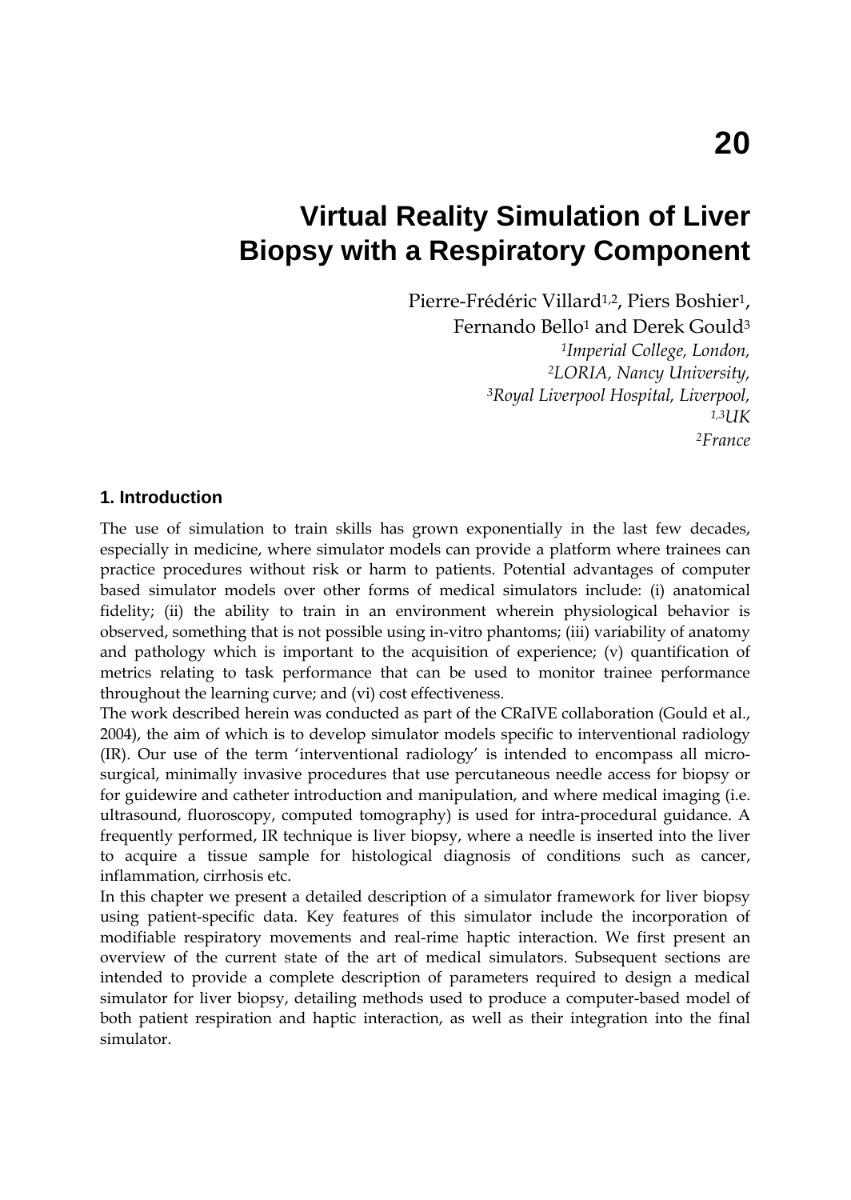# 20

# Virtual Reality Simulation of Liver Biopsy with a Respiratory Component

Pierre-Frédéric Villard[1,2], Piers Boshier[1], Fernando Bello[1] and Derek Gould[3]

[1]*Imperial College, London,*
[2]*LORIA, Nancy University,*
[3]*Royal Liverpool Hospital, Liverpool,*
[1,3]*UK*
[2]*France*

## 1. Introduction

The use of simulation to train skills has grown exponentially in the last few decades, especially in medicine, where simulator models can provide a platform where trainees can practice procedures without risk or harm to patients. Potential advantages of computer based simulator models over other forms of medical simulators include: (i) anatomical fidelity; (ii) the ability to train in an environment wherein physiological behavior is observed, something that is not possible using in-vitro phantoms; (iii) variability of anatomy and pathology which is important to the acquisition of experience; (v) quantification of metrics relating to task performance that can be used to monitor trainee performance throughout the learning curve; and (vi) cost effectiveness.

The work described herein was conducted as part of the CRaIVE collaboration (Gould et al., 2004), the aim of which is to develop simulator models specific to interventional radiology (IR). Our use of the term 'interventional radiology' is intended to encompass all micro-surgical, minimally invasive procedures that use percutaneous needle access for biopsy or for guidewire and catheter introduction and manipulation, and where medical imaging (i.e. ultrasound, fluoroscopy, computed tomography) is used for intra-procedural guidance. A frequently performed, IR technique is liver biopsy, where a needle is inserted into the liver to acquire a tissue sample for histological diagnosis of conditions such as cancer, inflammation, cirrhosis etc.

In this chapter we present a detailed description of a simulator framework for liver biopsy using patient-specific data. Key features of this simulator include the incorporation of modifiable respiratory movements and real-rime haptic interaction. We first present an overview of the current state of the art of medical simulators. Subsequent sections are intended to provide a complete description of parameters required to design a medical simulator for liver biopsy, detailing methods used to produce a computer-based model of both patient respiration and haptic interaction, as well as their integration into the final simulator.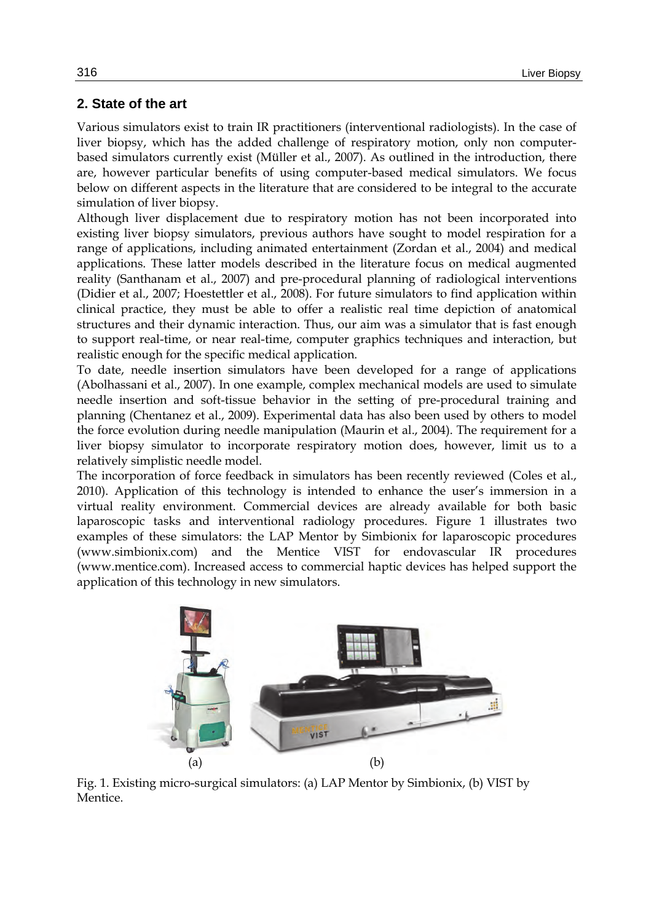## 2. State of the art

Various simulators exist to train IR practitioners (interventional radiologists). In the case of liver biopsy, which has the added challenge of respiratory motion, only non computer-based simulators currently exist (Müller et al., 2007). As outlined in the introduction, there are, however particular benefits of using computer-based medical simulators. We focus below on different aspects in the literature that are considered to be integral to the accurate simulation of liver biopsy.

Although liver displacement due to respiratory motion has not been incorporated into existing liver biopsy simulators, previous authors have sought to model respiration for a range of applications, including animated entertainment (Zordan et al., 2004) and medical applications. These latter models described in the literature focus on medical augmented reality (Santhanam et al., 2007) and pre-procedural planning of radiological interventions (Didier et al., 2007; Hoestettler et al., 2008). For future simulators to find application within clinical practice, they must be able to offer a realistic real time depiction of anatomical structures and their dynamic interaction. Thus, our aim was a simulator that is fast enough to support real-time, or near real-time, computer graphics techniques and interaction, but realistic enough for the specific medical application.

To date, needle insertion simulators have been developed for a range of applications (Abolhassani et al., 2007). In one example, complex mechanical models are used to simulate needle insertion and soft-tissue behavior in the setting of pre-procedural training and planning (Chentanez et al., 2009). Experimental data has also been used by others to model the force evolution during needle manipulation (Maurin et al., 2004). The requirement for a liver biopsy simulator to incorporate respiratory motion does, however, limit us to a relatively simplistic needle model.

The incorporation of force feedback in simulators has been recently reviewed (Coles et al., 2010). Application of this technology is intended to enhance the user's immersion in a virtual reality environment. Commercial devices are already available for both basic laparoscopic tasks and interventional radiology procedures. Figure 1 illustrates two examples of these simulators: the LAP Mentor by Simbionix for laparoscopic procedures (www.simbionix.com) and the Mentice VIST for endovascular IR procedures (www.mentice.com). Increased access to commercial haptic devices has helped support the application of this technology in new simulators.

(a) (b)

Fig. 1. Existing micro-surgical simulators: (a) LAP Mentor by Simbionix, (b) VIST by Mentice.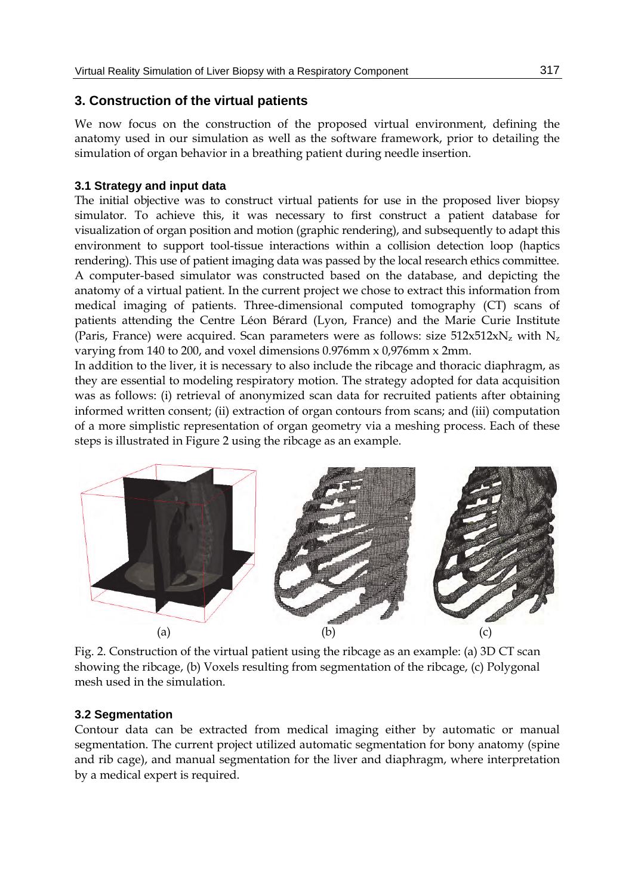## 3. Construction of the virtual patients

We now focus on the construction of the proposed virtual environment, defining the anatomy used in our simulation as well as the software framework, prior to detailing the simulation of organ behavior in a breathing patient during needle insertion.

### 3.1 Strategy and input data

The initial objective was to construct virtual patients for use in the proposed liver biopsy simulator. To achieve this, it was necessary to first construct a patient database for visualization of organ position and motion (graphic rendering), and subsequently to adapt this environment to support tool-tissue interactions within a collision detection loop (haptics rendering). This use of patient imaging data was passed by the local research ethics committee. A computer-based simulator was constructed based on the database, and depicting the anatomy of a virtual patient. In the current project we chose to extract this information from medical imaging of patients. Three-dimensional computed tomography (CT) scans of patients attending the Centre Léon Bérard (Lyon, France) and the Marie Curie Institute (Paris, France) were acquired. Scan parameters were as follows: size 512x512x$N_z$ with $N_z$ varying from 140 to 200, and voxel dimensions 0.976mm x 0,976mm x 2mm.

In addition to the liver, it is necessary to also include the ribcage and thoracic diaphragm, as they are essential to modeling respiratory motion. The strategy adopted for data acquisition was as follows: (i) retrieval of anonymized scan data for recruited patients after obtaining informed written consent; (ii) extraction of organ contours from scans; and (iii) computation of a more simplistic representation of organ geometry via a meshing process. Each of these steps is illustrated in Figure 2 using the ribcage as an example.

(a) (b) (c)

Fig. 2. Construction of the virtual patient using the ribcage as an example: (a) 3D CT scan showing the ribcage, (b) Voxels resulting from segmentation of the ribcage, (c) Polygonal mesh used in the simulation.

### 3.2 Segmentation

Contour data can be extracted from medical imaging either by automatic or manual segmentation. The current project utilized automatic segmentation for bony anatomy (spine and rib cage), and manual segmentation for the liver and diaphragm, where interpretation by a medical expert is required.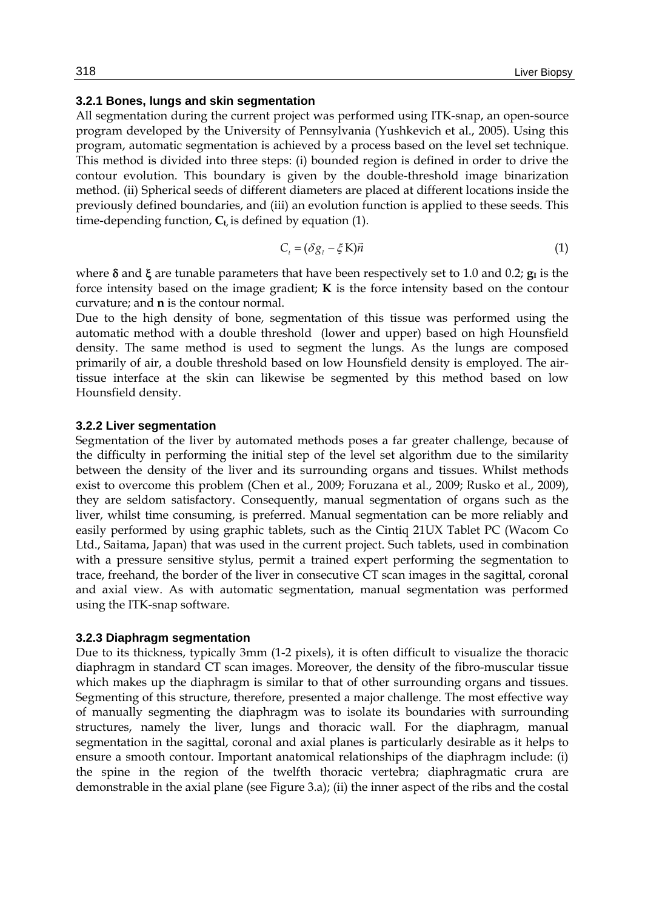### 3.2.1 Bones, lungs and skin segmentation

All segmentation during the current project was performed using ITK-snap, an open-source program developed by the University of Pennsylvania (Yushkevich et al., 2005). Using this program, automatic segmentation is achieved by a process based on the level set technique. This method is divided into three steps: (i) bounded region is defined in order to drive the contour evolution. This boundary is given by the double-threshold image binarization method. (ii) Spherical seeds of different diameters are placed at different locations inside the previously defined boundaries, and (iii) an evolution function is applied to these seeds. This time-depending function, $\mathbf{C_t}$, is defined by equation (1).

$$C_t = (\delta g_I - \xi \mathrm{K})\vec{n} \tag{1}$$

where $\delta$ and $\xi$ are tunable parameters that have been respectively set to 1.0 and 0.2; $\mathbf{g_I}$ is the force intensity based on the image gradient; $\mathbf{K}$ is the force intensity based on the contour curvature; and $\mathbf{n}$ is the contour normal.

Due to the high density of bone, segmentation of this tissue was performed using the automatic method with a double threshold (lower and upper) based on high Hounsfield density. The same method is used to segment the lungs. As the lungs are composed primarily of air, a double threshold based on low Hounsfield density is employed. The air-tissue interface at the skin can likewise be segmented by this method based on low Hounsfield density.

### 3.2.2 Liver segmentation

Segmentation of the liver by automated methods poses a far greater challenge, because of the difficulty in performing the initial step of the level set algorithm due to the similarity between the density of the liver and its surrounding organs and tissues. Whilst methods exist to overcome this problem (Chen et al., 2009; Foruzana et al., 2009; Rusko et al., 2009), they are seldom satisfactory. Consequently, manual segmentation of organs such as the liver, whilst time consuming, is preferred. Manual segmentation can be more reliably and easily performed by using graphic tablets, such as the Cintiq 21UX Tablet PC (Wacom Co Ltd., Saitama, Japan) that was used in the current project. Such tablets, used in combination with a pressure sensitive stylus, permit a trained expert performing the segmentation to trace, freehand, the border of the liver in consecutive CT scan images in the sagittal, coronal and axial view. As with automatic segmentation, manual segmentation was performed using the ITK-snap software.

### 3.2.3 Diaphragm segmentation

Due to its thickness, typically 3mm (1-2 pixels), it is often difficult to visualize the thoracic diaphragm in standard CT scan images. Moreover, the density of the fibro-muscular tissue which makes up the diaphragm is similar to that of other surrounding organs and tissues. Segmenting of this structure, therefore, presented a major challenge. The most effective way of manually segmenting the diaphragm was to isolate its boundaries with surrounding structures, namely the liver, lungs and thoracic wall. For the diaphragm, manual segmentation in the sagittal, coronal and axial planes is particularly desirable as it helps to ensure a smooth contour. Important anatomical relationships of the diaphragm include: (i) the spine in the region of the twelfth thoracic vertebra; diaphragmatic crura are demonstrable in the axial plane (see Figure 3.a); (ii) the inner aspect of the ribs and the costal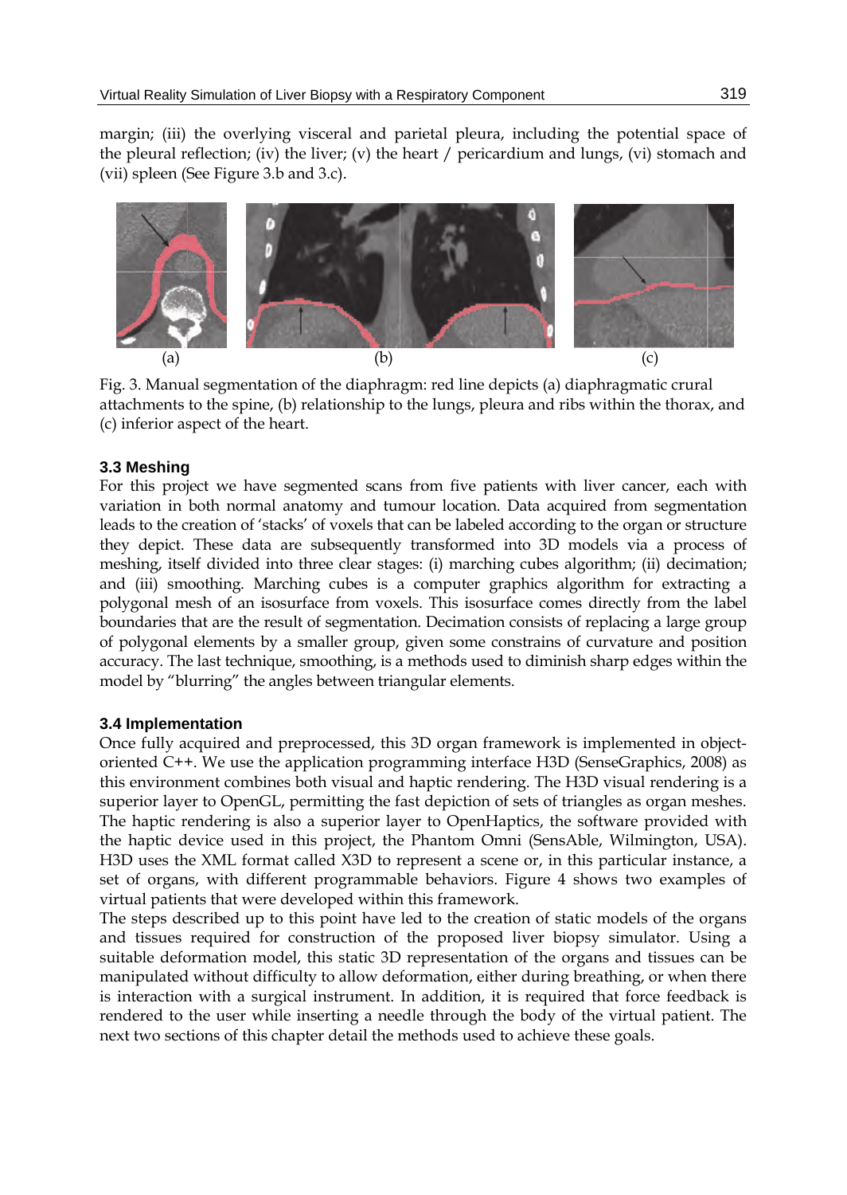margin; (iii) the overlying visceral and parietal pleura, including the potential space of the pleural reflection; (iv) the liver; (v) the heart / pericardium and lungs, (vi) stomach and (vii) spleen (See Figure 3.b and 3.c).

(a) (b) (c)

Fig. 3. Manual segmentation of the diaphragm: red line depicts (a) diaphragmatic crural attachments to the spine, (b) relationship to the lungs, pleura and ribs within the thorax, and (c) inferior aspect of the heart.

### 3.3 Meshing

For this project we have segmented scans from five patients with liver cancer, each with variation in both normal anatomy and tumour location. Data acquired from segmentation leads to the creation of 'stacks' of voxels that can be labeled according to the organ or structure they depict. These data are subsequently transformed into 3D models via a process of meshing, itself divided into three clear stages: (i) marching cubes algorithm; (ii) decimation; and (iii) smoothing. Marching cubes is a computer graphics algorithm for extracting a polygonal mesh of an isosurface from voxels. This isosurface comes directly from the label boundaries that are the result of segmentation. Decimation consists of replacing a large group of polygonal elements by a smaller group, given some constrains of curvature and position accuracy. The last technique, smoothing, is a methods used to diminish sharp edges within the model by "blurring" the angles between triangular elements.

### 3.4 Implementation

Once fully acquired and preprocessed, this 3D organ framework is implemented in object-oriented C++. We use the application programming interface H3D (SenseGraphics, 2008) as this environment combines both visual and haptic rendering. The H3D visual rendering is a superior layer to OpenGL, permitting the fast depiction of sets of triangles as organ meshes. The haptic rendering is also a superior layer to OpenHaptics, the software provided with the haptic device used in this project, the Phantom Omni (SensAble, Wilmington, USA). H3D uses the XML format called X3D to represent a scene or, in this particular instance, a set of organs, with different programmable behaviors. Figure 4 shows two examples of virtual patients that were developed within this framework.

The steps described up to this point have led to the creation of static models of the organs and tissues required for construction of the proposed liver biopsy simulator. Using a suitable deformation model, this static 3D representation of the organs and tissues can be manipulated without difficulty to allow deformation, either during breathing, or when there is interaction with a surgical instrument. In addition, it is required that force feedback is rendered to the user while inserting a needle through the body of the virtual patient. The next two sections of this chapter detail the methods used to achieve these goals.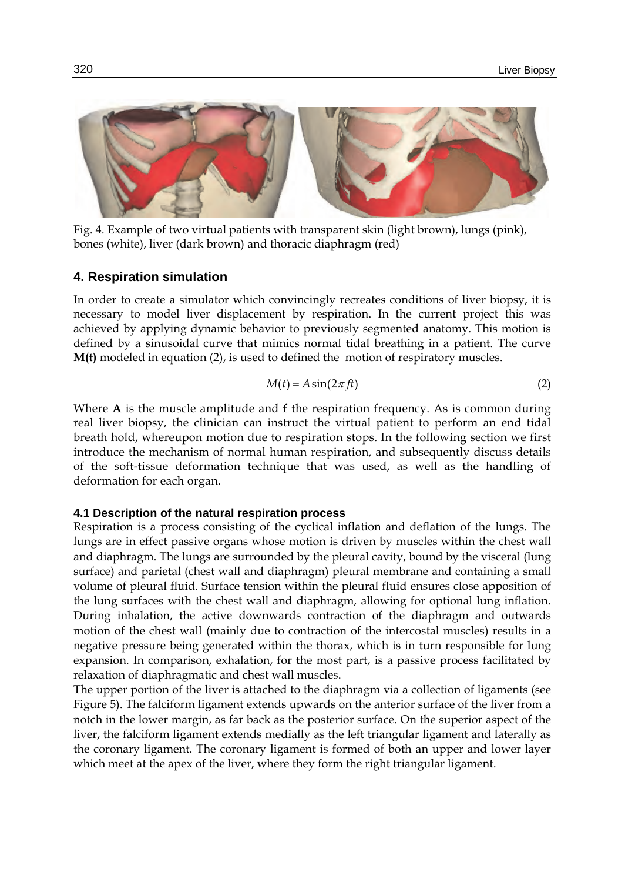Fig. 4. Example of two virtual patients with transparent skin (light brown), lungs (pink), bones (white), liver (dark brown) and thoracic diaphragm (red)

## 4. Respiration simulation

In order to create a simulator which convincingly recreates conditions of liver biopsy, it is necessary to model liver displacement by respiration. In the current project this was achieved by applying dynamic behavior to previously segmented anatomy. This motion is defined by a sinusoidal curve that mimics normal tidal breathing in a patient. The curve **M(t)** modeled in equation (2), is used to defined the motion of respiratory muscles.

$$M(t) = A\sin(2\pi ft) \tag{2}$$

Where **A** is the muscle amplitude and **f** the respiration frequency. As is common during real liver biopsy, the clinician can instruct the virtual patient to perform an end tidal breath hold, whereupon motion due to respiration stops. In the following section we first introduce the mechanism of normal human respiration, and subsequently discuss details of the soft-tissue deformation technique that was used, as well as the handling of deformation for each organ.

### 4.1 Description of the natural respiration process

Respiration is a process consisting of the cyclical inflation and deflation of the lungs. The lungs are in effect passive organs whose motion is driven by muscles within the chest wall and diaphragm. The lungs are surrounded by the pleural cavity, bound by the visceral (lung surface) and parietal (chest wall and diaphragm) pleural membrane and containing a small volume of pleural fluid. Surface tension within the pleural fluid ensures close apposition of the lung surfaces with the chest wall and diaphragm, allowing for optional lung inflation. During inhalation, the active downwards contraction of the diaphragm and outwards motion of the chest wall (mainly due to contraction of the intercostal muscles) results in a negative pressure being generated within the thorax, which is in turn responsible for lung expansion. In comparison, exhalation, for the most part, is a passive process facilitated by relaxation of diaphragmatic and chest wall muscles.

The upper portion of the liver is attached to the diaphragm via a collection of ligaments (see Figure 5). The falciform ligament extends upwards on the anterior surface of the liver from a notch in the lower margin, as far back as the posterior surface. On the superior aspect of the liver, the falciform ligament extends medially as the left triangular ligament and laterally as the coronary ligament. The coronary ligament is formed of both an upper and lower layer which meet at the apex of the liver, where they form the right triangular ligament.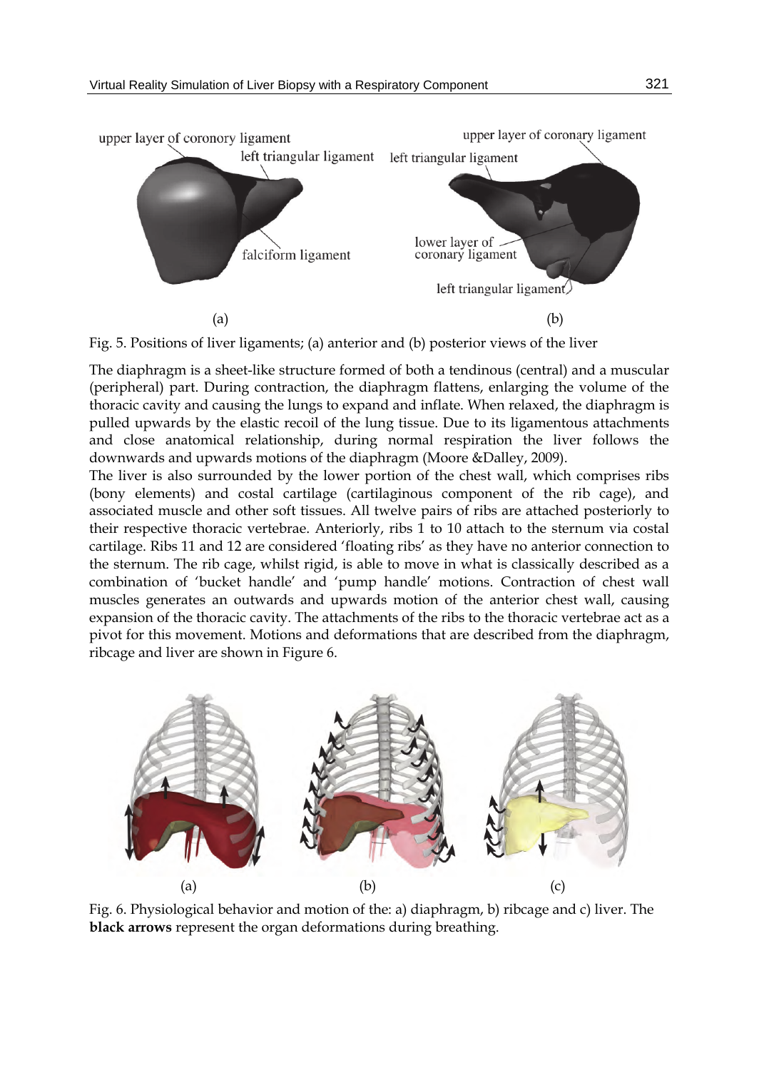Fig. 5. Positions of liver ligaments; (a) anterior and (b) posterior views of the liver

The diaphragm is a sheet-like structure formed of both a tendinous (central) and a muscular (peripheral) part. During contraction, the diaphragm flattens, enlarging the volume of the thoracic cavity and causing the lungs to expand and inflate. When relaxed, the diaphragm is pulled upwards by the elastic recoil of the lung tissue. Due to its ligamentous attachments and close anatomical relationship, during normal respiration the liver follows the downwards and upwards motions of the diaphragm (Moore &Dalley, 2009).

The liver is also surrounded by the lower portion of the chest wall, which comprises ribs (bony elements) and costal cartilage (cartilaginous component of the rib cage), and associated muscle and other soft tissues. All twelve pairs of ribs are attached posteriorly to their respective thoracic vertebrae. Anteriorly, ribs 1 to 10 attach to the sternum via costal cartilage. Ribs 11 and 12 are considered 'floating ribs' as they have no anterior connection to the sternum. The rib cage, whilst rigid, is able to move in what is classically described as a combination of 'bucket handle' and 'pump handle' motions. Contraction of chest wall muscles generates an outwards and upwards motion of the anterior chest wall, causing expansion of the thoracic cavity. The attachments of the ribs to the thoracic vertebrae act as a pivot for this movement. Motions and deformations that are described from the diaphragm, ribcage and liver are shown in Figure 6.

Fig. 6. Physiological behavior and motion of the: a) diaphragm, b) ribcage and c) liver. The **black arrows** represent the organ deformations during breathing.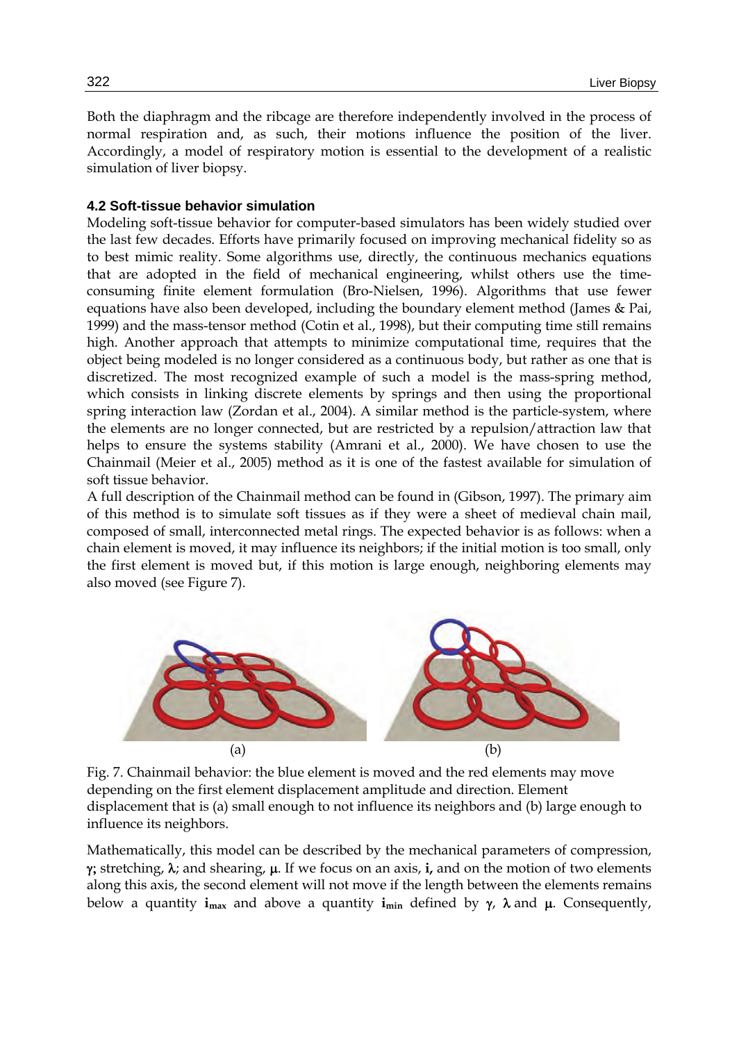Both the diaphragm and the ribcage are therefore independently involved in the process of normal respiration and, as such, their motions influence the position of the liver. Accordingly, a model of respiratory motion is essential to the development of a realistic simulation of liver biopsy.

### 4.2 Soft-tissue behavior simulation

Modeling soft-tissue behavior for computer-based simulators has been widely studied over the last few decades. Efforts have primarily focused on improving mechanical fidelity so as to best mimic reality. Some algorithms use, directly, the continuous mechanics equations that are adopted in the field of mechanical engineering, whilst others use the time-consuming finite element formulation (Bro-Nielsen, 1996). Algorithms that use fewer equations have also been developed, including the boundary element method (James & Pai, 1999) and the mass-tensor method (Cotin et al., 1998), but their computing time still remains high. Another approach that attempts to minimize computational time, requires that the object being modeled is no longer considered as a continuous body, but rather as one that is discretized. The most recognized example of such a model is the mass-spring method, which consists in linking discrete elements by springs and then using the proportional spring interaction law (Zordan et al., 2004). A similar method is the particle-system, where the elements are no longer connected, but are restricted by a repulsion/attraction law that helps to ensure the systems stability (Amrani et al., 2000). We have chosen to use the Chainmail (Meier et al., 2005) method as it is one of the fastest available for simulation of soft tissue behavior.

A full description of the Chainmail method can be found in (Gibson, 1997). The primary aim of this method is to simulate soft tissues as if they were a sheet of medieval chain mail, composed of small, interconnected metal rings. The expected behavior is as follows: when a chain element is moved, it may influence its neighbors; if the initial motion is too small, only the first element is moved but, if this motion is large enough, neighboring elements may also moved (see Figure 7).

(a) (b)

Fig. 7. Chainmail behavior: the blue element is moved and the red elements may move depending on the first element displacement amplitude and direction. Element displacement that is (a) small enough to not influence its neighbors and (b) large enough to influence its neighbors.

Mathematically, this model can be described by the mechanical parameters of compression, $\gamma$; stretching, $\lambda$; and shearing, $\mu$. If we focus on an axis, $\mathbf{i}$, and on the motion of two elements along this axis, the second element will not move if the length between the elements remains below a quantity $\mathbf{i}_{\mathbf{max}}$ and above a quantity $\mathbf{i}_{\mathbf{min}}$ defined by $\gamma$, $\lambda$ and $\mu$. Consequently,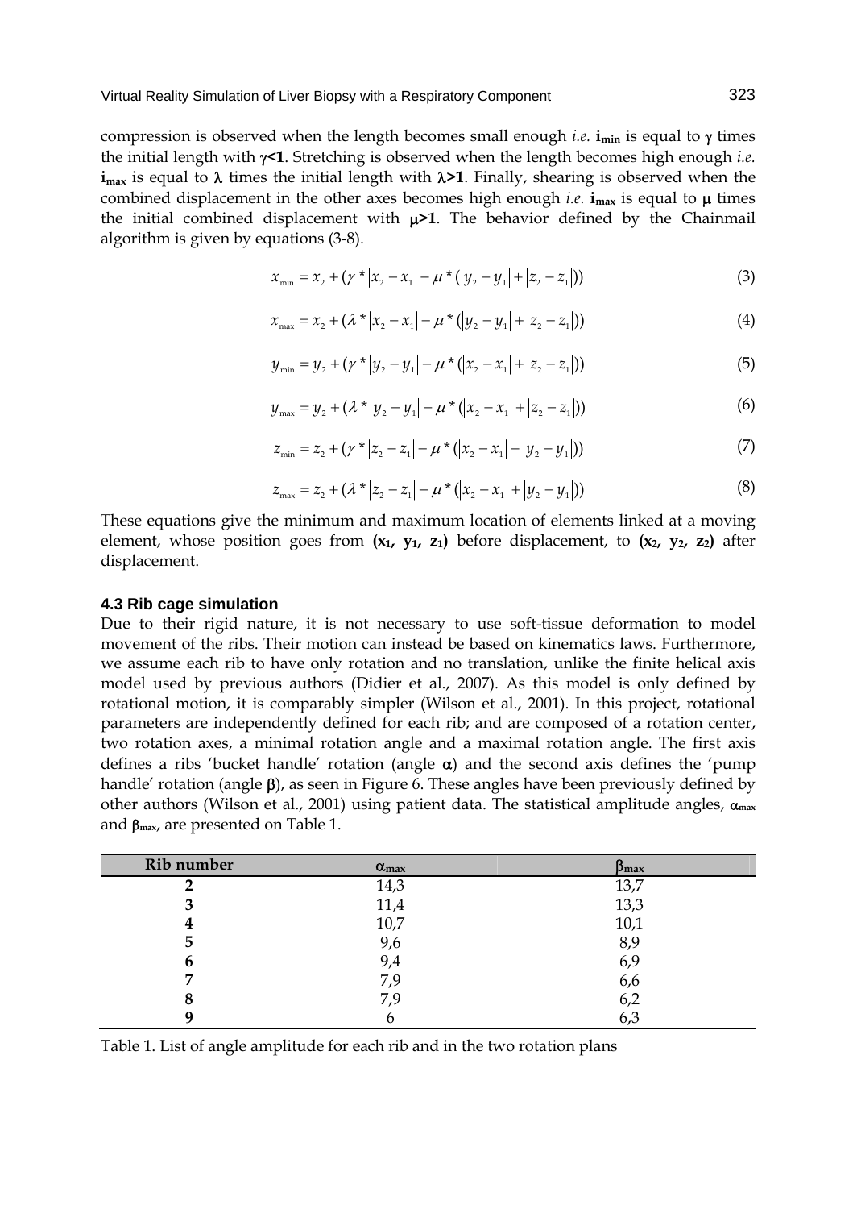compression is observed when the length becomes small enough *i.e.* $\mathbf{i_{min}}$ is equal to $\gamma$ times the initial length with $\gamma<1$. Stretching is observed when the length becomes high enough *i.e.* $\mathbf{i_{max}}$ is equal to $\lambda$ times the initial length with $\lambda>1$. Finally, shearing is observed when the combined displacement in the other axes becomes high enough *i.e.* $\mathbf{i_{max}}$ is equal to $\mu$ times the initial combined displacement with $\mu>1$. The behavior defined by the Chainmail algorithm is given by equations (3-8).

$$x_{min} = x_2 + (\gamma * |x_2 - x_1| - \mu * (|y_2 - y_1| + |z_2 - z_1|)) \tag{3}$$

$$x_{max} = x_2 + (\lambda * |x_2 - x_1| - \mu * (|y_2 - y_1| + |z_2 - z_1|)) \tag{4}$$

$$y_{min} = y_2 + (\gamma * |y_2 - y_1| - \mu * (|x_2 - x_1| + |z_2 - z_1|)) \tag{5}$$

$$y_{max} = y_2 + (\lambda * |y_2 - y_1| - \mu * (|x_2 - x_1| + |z_2 - z_1|)) \tag{6}$$

$$z_{min} = z_2 + (\gamma * |z_2 - z_1| - \mu * (|x_2 - x_1| + |y_2 - y_1|)) \tag{7}$$

$$z_{max} = z_2 + (\lambda * |z_2 - z_1| - \mu * (|x_2 - x_1| + |y_2 - y_1|)) \tag{8}$$

These equations give the minimum and maximum location of elements linked at a moving element, whose position goes from $(x_1, y_1, z_1)$ before displacement, to $(x_2, y_2, z_2)$ after displacement.

### 4.3 Rib cage simulation

Due to their rigid nature, it is not necessary to use soft-tissue deformation to model movement of the ribs. Their motion can instead be based on kinematics laws. Furthermore, we assume each rib to have only rotation and no translation, unlike the finite helical axis model used by previous authors (Didier et al., 2007). As this model is only defined by rotational motion, it is comparably simpler (Wilson et al., 2001). In this project, rotational parameters are independently defined for each rib; and are composed of a rotation center, two rotation axes, a minimal rotation angle and a maximal rotation angle. The first axis defines a ribs 'bucket handle' rotation (angle $\alpha$) and the second axis defines the 'pump handle' rotation (angle $\beta$), as seen in Figure 6. These angles have been previously defined by other authors (Wilson et al., 2001) using patient data. The statistical amplitude angles, $\alpha_{max}$ and $\beta_{max}$, are presented on Table 1.

| Rib number | $\alpha_{max}$ | $\beta_{max}$ |
|---|---|---|
| 2 | 14,3 | 13,7 |
| 3 | 11,4 | 13,3 |
| 4 | 10,7 | 10,1 |
| 5 | 9,6 | 8,9 |
| 6 | 9,4 | 6,9 |
| 7 | 7,9 | 6,6 |
| 8 | 7,9 | 6,2 |
| 9 | 6 | 6,3 |

Table 1. List of angle amplitude for each rib and in the two rotation plans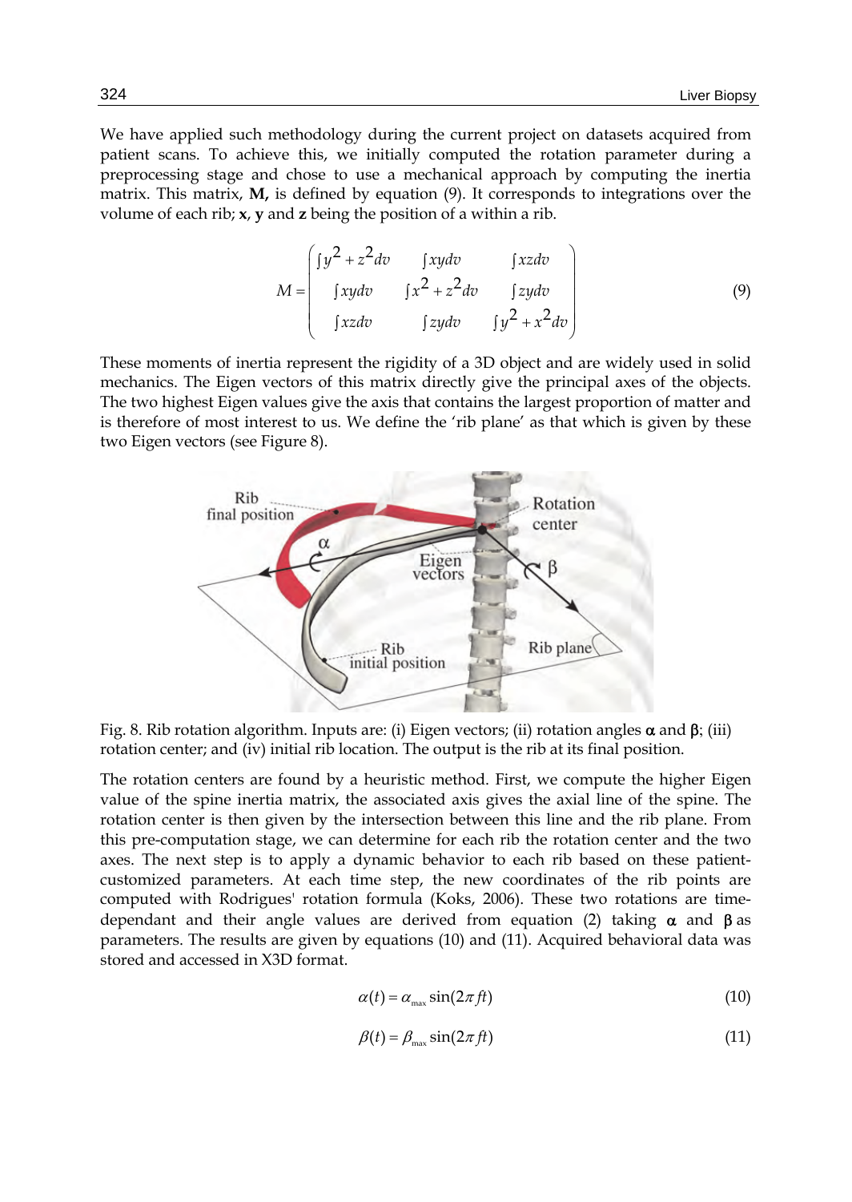We have applied such methodology during the current project on datasets acquired from patient scans. To achieve this, we initially computed the rotation parameter during a preprocessing stage and chose to use a mechanical approach by computing the inertia matrix. This matrix, **M,** is defined by equation (9). It corresponds to integrations over the volume of each rib; **x**, **y** and **z** being the position of a within a rib.

$$M = \begin{pmatrix} \int y^2 + z^2 dv & \int xydv & \int xzdv \\ \int xydv & \int x^2 + z^2 dv & \int zydv \\ \int xzdv & \int zydv & \int y^2 + x^2 dv \end{pmatrix} \tag{9}$$

These moments of inertia represent the rigidity of a 3D object and are widely used in solid mechanics. The Eigen vectors of this matrix directly give the principal axes of the objects. The two highest Eigen values give the axis that contains the largest proportion of matter and is therefore of most interest to us. We define the 'rib plane' as that which is given by these two Eigen vectors (see Figure 8).

Fig. 8. Rib rotation algorithm. Inputs are: (i) Eigen vectors; (ii) rotation angles $\alpha$ and $\beta$; (iii) rotation center; and (iv) initial rib location. The output is the rib at its final position.

The rotation centers are found by a heuristic method. First, we compute the higher Eigen value of the spine inertia matrix, the associated axis gives the axial line of the spine. The rotation center is then given by the intersection between this line and the rib plane. From this pre-computation stage, we can determine for each rib the rotation center and the two axes. The next step is to apply a dynamic behavior to each rib based on these patient-customized parameters. At each time step, the new coordinates of the rib points are computed with Rodrigues' rotation formula (Koks, 2006). These two rotations are time-dependant and their angle values are derived from equation (2) taking $\alpha$ and $\beta$ as parameters. The results are given by equations (10) and (11). Acquired behavioral data was stored and accessed in X3D format.

$$\alpha(t) = \alpha_{\max} \sin(2\pi ft) \tag{10}$$

$$\beta(t) = \beta_{\max} \sin(2\pi ft) \tag{11}$$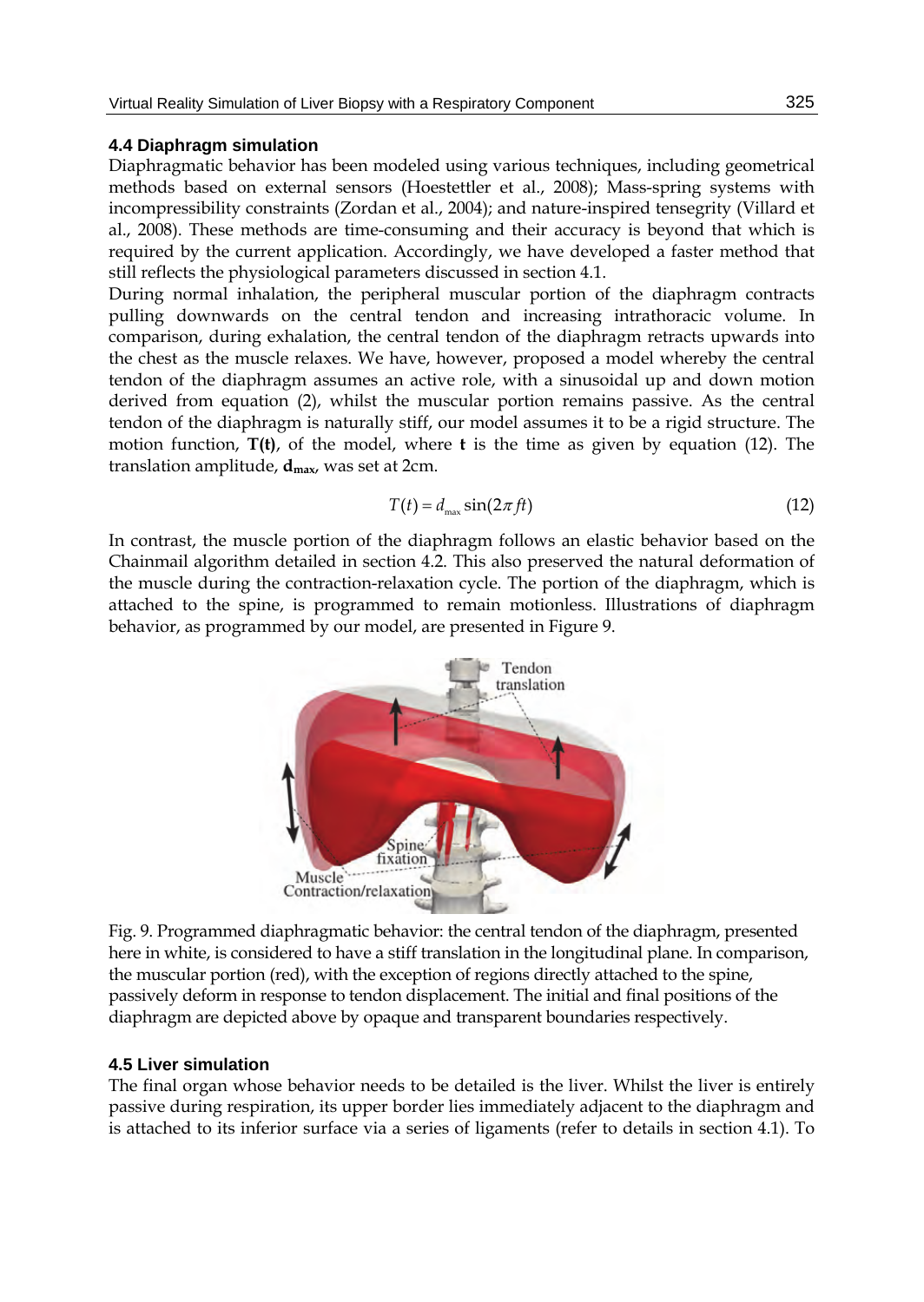### 4.4 Diaphragm simulation

Diaphragmatic behavior has been modeled using various techniques, including geometrical methods based on external sensors (Hoestettler et al., 2008); Mass-spring systems with incompressibility constraints (Zordan et al., 2004); and nature-inspired tensegrity (Villard et al., 2008). These methods are time-consuming and their accuracy is beyond that which is required by the current application. Accordingly, we have developed a faster method that still reflects the physiological parameters discussed in section 4.1.

During normal inhalation, the peripheral muscular portion of the diaphragm contracts pulling downwards on the central tendon and increasing intrathoracic volume. In comparison, during exhalation, the central tendon of the diaphragm retracts upwards into the chest as the muscle relaxes. We have, however, proposed a model whereby the central tendon of the diaphragm assumes an active role, with a sinusoidal up and down motion derived from equation (2), whilst the muscular portion remains passive. As the central tendon of the diaphragm is naturally stiff, our model assumes it to be a rigid structure. The motion function, **T(t)**, of the model, where **t** is the time as given by equation (12). The translation amplitude, $\mathbf{d_{max}}$, was set at 2cm.

$$T(t) = d_{max} \sin(2\pi f t) \tag{12}$$

In contrast, the muscle portion of the diaphragm follows an elastic behavior based on the Chainmail algorithm detailed in section 4.2. This also preserved the natural deformation of the muscle during the contraction-relaxation cycle. The portion of the diaphragm, which is attached to the spine, is programmed to remain motionless. Illustrations of diaphragm behavior, as programmed by our model, are presented in Figure 9.

Fig. 9. Programmed diaphragmatic behavior: the central tendon of the diaphragm, presented here in white, is considered to have a stiff translation in the longitudinal plane. In comparison, the muscular portion (red), with the exception of regions directly attached to the spine, passively deform in response to tendon displacement. The initial and final positions of the diaphragm are depicted above by opaque and transparent boundaries respectively.

### 4.5 Liver simulation

The final organ whose behavior needs to be detailed is the liver. Whilst the liver is entirely passive during respiration, its upper border lies immediately adjacent to the diaphragm and is attached to its inferior surface via a series of ligaments (refer to details in section 4.1). To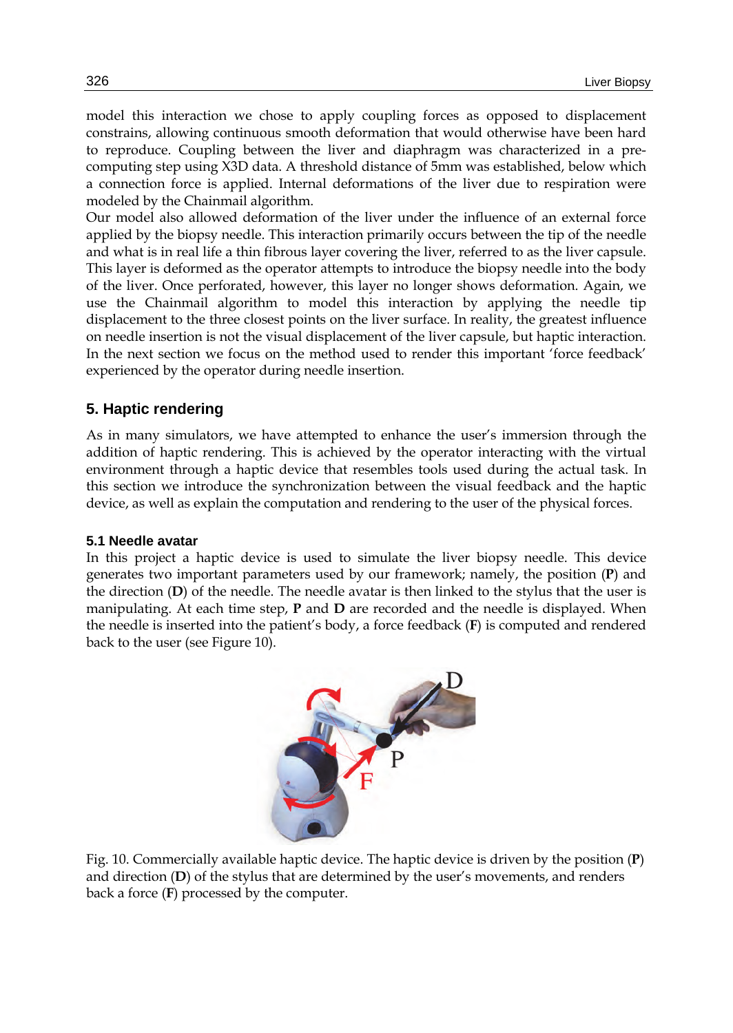model this interaction we chose to apply coupling forces as opposed to displacement constrains, allowing continuous smooth deformation that would otherwise have been hard to reproduce. Coupling between the liver and diaphragm was characterized in a pre-computing step using X3D data. A threshold distance of 5mm was established, below which a connection force is applied. Internal deformations of the liver due to respiration were modeled by the Chainmail algorithm.
Our model also allowed deformation of the liver under the influence of an external force applied by the biopsy needle. This interaction primarily occurs between the tip of the needle and what is in real life a thin fibrous layer covering the liver, referred to as the liver capsule. This layer is deformed as the operator attempts to introduce the biopsy needle into the body of the liver. Once perforated, however, this layer no longer shows deformation. Again, we use the Chainmail algorithm to model this interaction by applying the needle tip displacement to the three closest points on the liver surface. In reality, the greatest influence on needle insertion is not the visual displacement of the liver capsule, but haptic interaction. In the next section we focus on the method used to render this important 'force feedback' experienced by the operator during needle insertion.

## 5. Haptic rendering

As in many simulators, we have attempted to enhance the user's immersion through the addition of haptic rendering. This is achieved by the operator interacting with the virtual environment through a haptic device that resembles tools used during the actual task. In this section we introduce the synchronization between the visual feedback and the haptic device, as well as explain the computation and rendering to the user of the physical forces.

### 5.1 Needle avatar

In this project a haptic device is used to simulate the liver biopsy needle. This device generates two important parameters used by our framework; namely, the position (**P**) and the direction (**D**) of the needle. The needle avatar is then linked to the stylus that the user is manipulating. At each time step, **P** and **D** are recorded and the needle is displayed. When the needle is inserted into the patient's body, a force feedback (**F**) is computed and rendered back to the user (see Figure 10).

D
P
F

Fig. 10. Commercially available haptic device. The haptic device is driven by the position (**P**) and direction (**D**) of the stylus that are determined by the user's movements, and renders back a force (**F**) processed by the computer.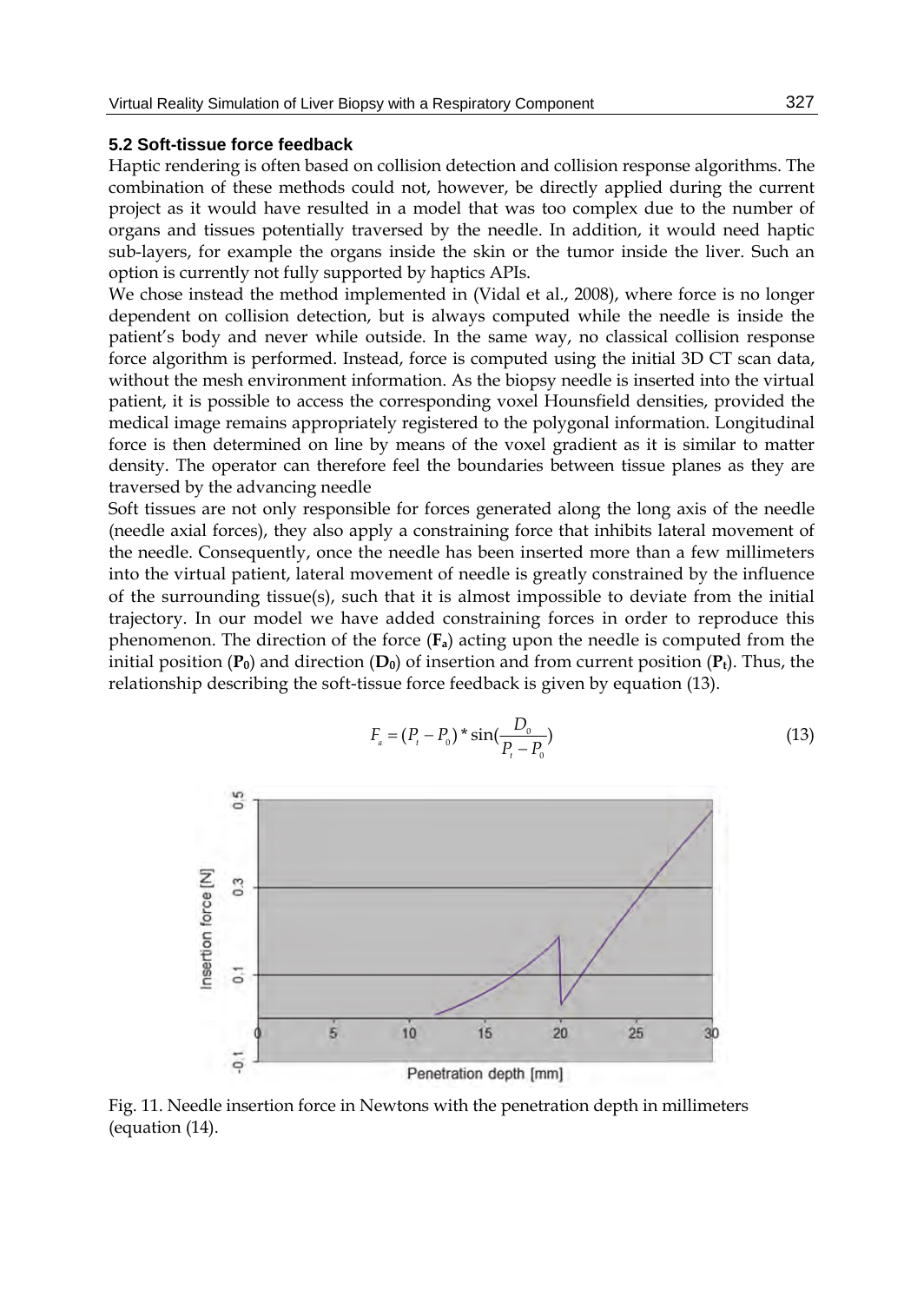### 5.2 Soft-tissue force feedback

Haptic rendering is often based on collision detection and collision response algorithms. The combination of these methods could not, however, be directly applied during the current project as it would have resulted in a model that was too complex due to the number of organs and tissues potentially traversed by the needle. In addition, it would need haptic sub-layers, for example the organs inside the skin or the tumor inside the liver. Such an option is currently not fully supported by haptics APIs.

We chose instead the method implemented in (Vidal et al., 2008), where force is no longer dependent on collision detection, but is always computed while the needle is inside the patient's body and never while outside. In the same way, no classical collision response force algorithm is performed. Instead, force is computed using the initial 3D CT scan data, without the mesh environment information. As the biopsy needle is inserted into the virtual patient, it is possible to access the corresponding voxel Hounsfield densities, provided the medical image remains appropriately registered to the polygonal information. Longitudinal force is then determined on line by means of the voxel gradient as it is similar to matter density. The operator can therefore feel the boundaries between tissue planes as they are traversed by the advancing needle

Soft tissues are not only responsible for forces generated along the long axis of the needle (needle axial forces), they also apply a constraining force that inhibits lateral movement of the needle. Consequently, once the needle has been inserted more than a few millimeters into the virtual patient, lateral movement of needle is greatly constrained by the influence of the surrounding tissue(s), such that it is almost impossible to deviate from the initial trajectory. In our model we have added constraining forces in order to reproduce this phenomenon. The direction of the force (**$F_a$**) acting upon the needle is computed from the initial position (**$P_0$**) and direction (**$D_0$**) of insertion and from current position (**$P_t$**). Thus, the relationship describing the soft-tissue force feedback is given by equation (13).

$$F_a = (P_t - P_0) * \sin\left(\frac{D_0}{P_t - P_0}\right) \tag{13}$$

Insertion force [N]

0.5
0.3
0.1
-0.1

0
5
10
15
20
25
30

Penetration depth [mm]

Fig. 11. Needle insertion force in Newtons with the penetration depth in millimeters (equation (14).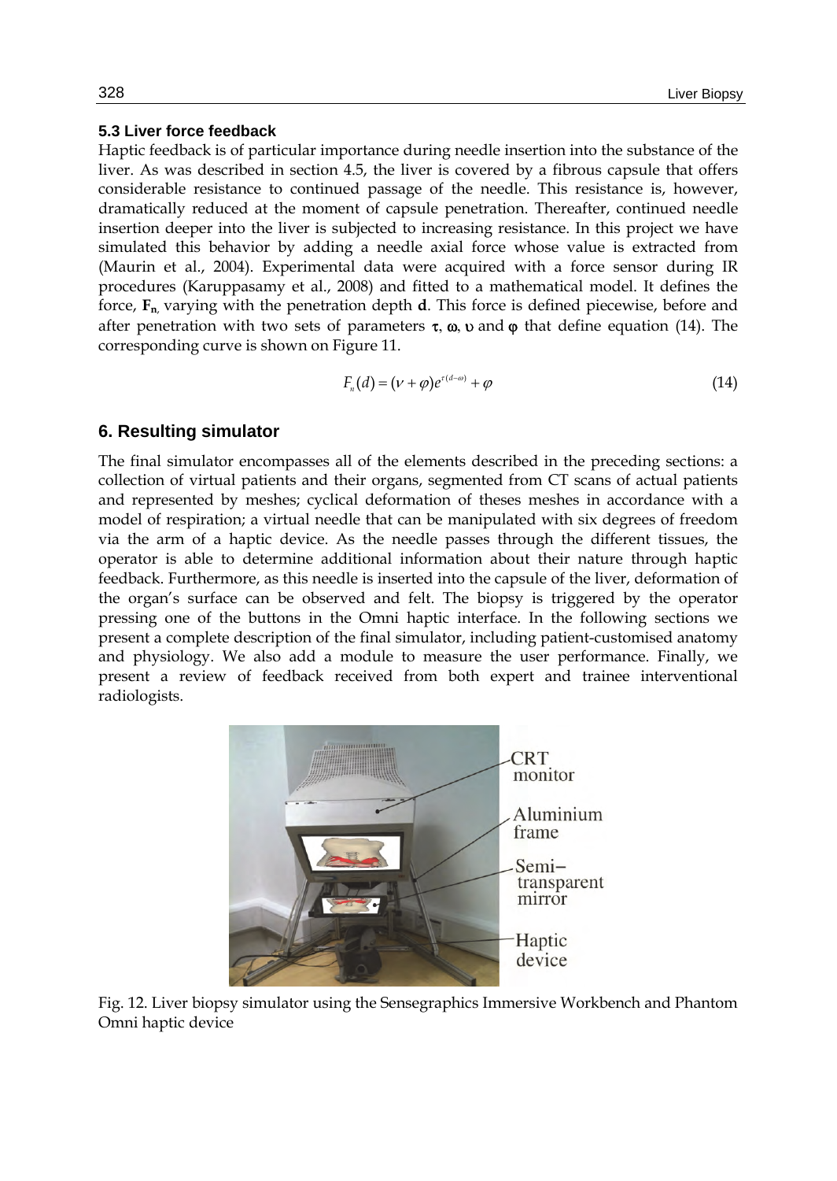### 5.3 Liver force feedback

Haptic feedback is of particular importance during needle insertion into the substance of the liver. As was described in section 4.5, the liver is covered by a fibrous capsule that offers considerable resistance to continued passage of the needle. This resistance is, however, dramatically reduced at the moment of capsule penetration. Thereafter, continued needle insertion deeper into the liver is subjected to increasing resistance. In this project we have simulated this behavior by adding a needle axial force whose value is extracted from (Maurin et al., 2004). Experimental data were acquired with a force sensor during IR procedures (Karuppasamy et al., 2008) and fitted to a mathematical model. It defines the force, $\mathbf{F_n}$, varying with the penetration depth $\mathbf{d}$. This force is defined piecewise, before and after penetration with two sets of parameters $\tau$, $\omega$, $\upsilon$ and $\varphi$ that define equation (14). The corresponding curve is shown on Figure 11.

$$F_n(d) = (\nu + \varphi)e^{\tau(d-\omega)} + \varphi \tag{14}$$

## 6. Resulting simulator

The final simulator encompasses all of the elements described in the preceding sections: a collection of virtual patients and their organs, segmented from CT scans of actual patients and represented by meshes; cyclical deformation of theses meshes in accordance with a model of respiration; a virtual needle that can be manipulated with six degrees of freedom via the arm of a haptic device. As the needle passes through the different tissues, the operator is able to determine additional information about their nature through haptic feedback. Furthermore, as this needle is inserted into the capsule of the liver, deformation of the organ's surface can be observed and felt. The biopsy is triggered by the operator pressing one of the buttons in the Omni haptic interface. In the following sections we present a complete description of the final simulator, including patient-customised anatomy and physiology. We also add a module to measure the user performance. Finally, we present a review of feedback received from both expert and trainee interventional radiologists.

Fig. 12. Liver biopsy simulator using the Sensegraphics Immersive Workbench and Phantom Omni haptic device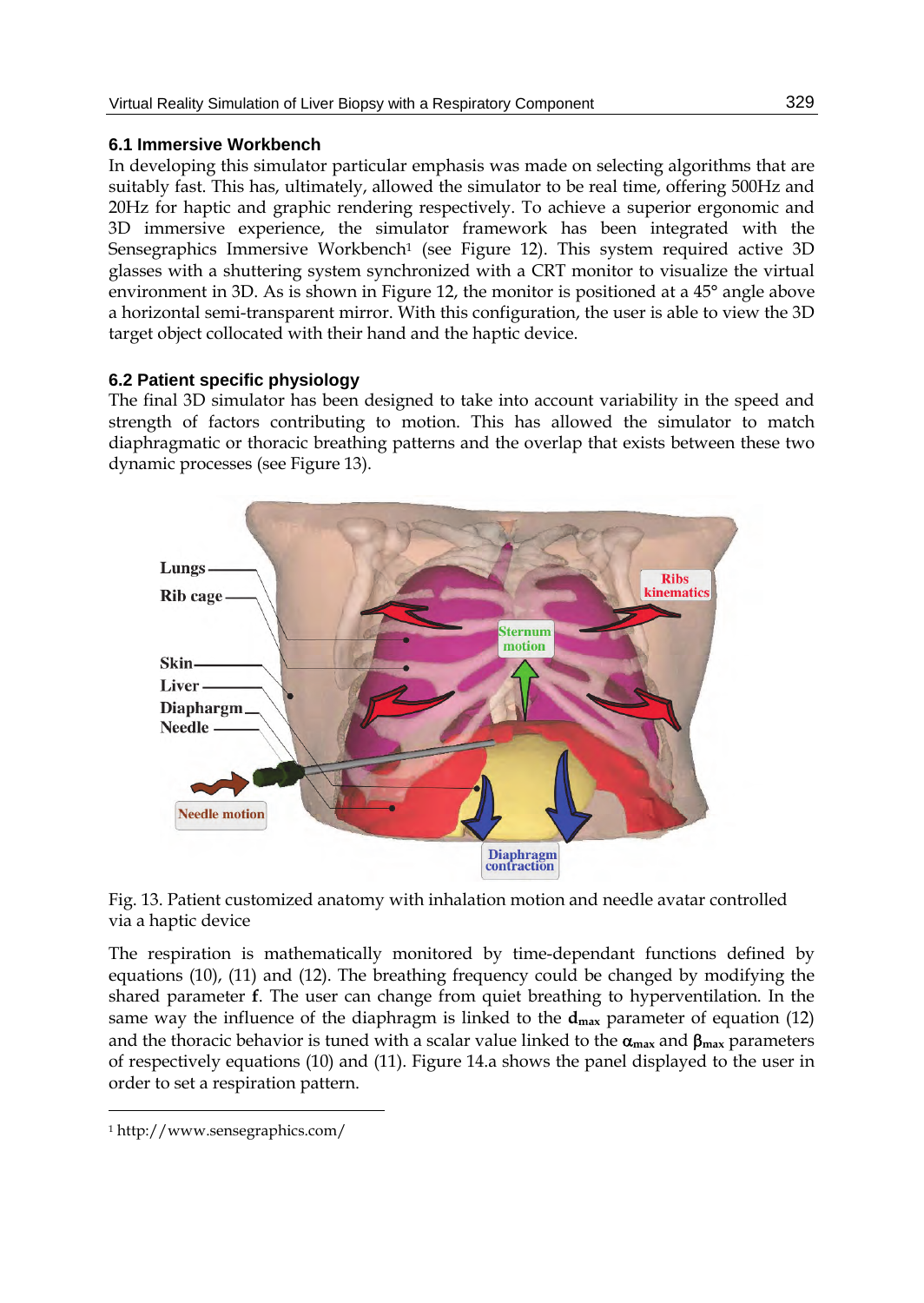## 6.1 Immersive Workbench

In developing this simulator particular emphasis was made on selecting algorithms that are suitably fast. This has, ultimately, allowed the simulator to be real time, offering 500Hz and 20Hz for haptic and graphic rendering respectively. To achieve a superior ergonomic and 3D immersive experience, the simulator framework has been integrated with the Sensegraphics Immersive Workbench[1] (see Figure 12). This system required active 3D glasses with a shuttering system synchronized with a CRT monitor to visualize the virtual environment in 3D. As is shown in Figure 12, the monitor is positioned at a 45° angle above a horizontal semi-transparent mirror. With this configuration, the user is able to view the 3D target object collocated with their hand and the haptic device.

## 6.2 Patient specific physiology

The final 3D simulator has been designed to take into account variability in the speed and strength of factors contributing to motion. This has allowed the simulator to match diaphragmatic or thoracic breathing patterns and the overlap that exists between these two dynamic processes (see Figure 13).

Fig. 13. Patient customized anatomy with inhalation motion and needle avatar controlled via a haptic device

The respiration is mathematically monitored by time-dependant functions defined by equations (10), (11) and (12). The breathing frequency could be changed by modifying the shared parameter **f**. The user can change from quiet breathing to hyperventilation. In the same way the influence of the diaphragm is linked to the $\mathbf{d_{max}}$ parameter of equation (12) and the thoracic behavior is tuned with a scalar value linked to the $\boldsymbol{\alpha_{max}}$ and $\boldsymbol{\beta_{max}}$ parameters of respectively equations (10) and (11). Figure 14.a shows the panel displayed to the user in order to set a respiration pattern.

[1] http://www.sensegraphics.com/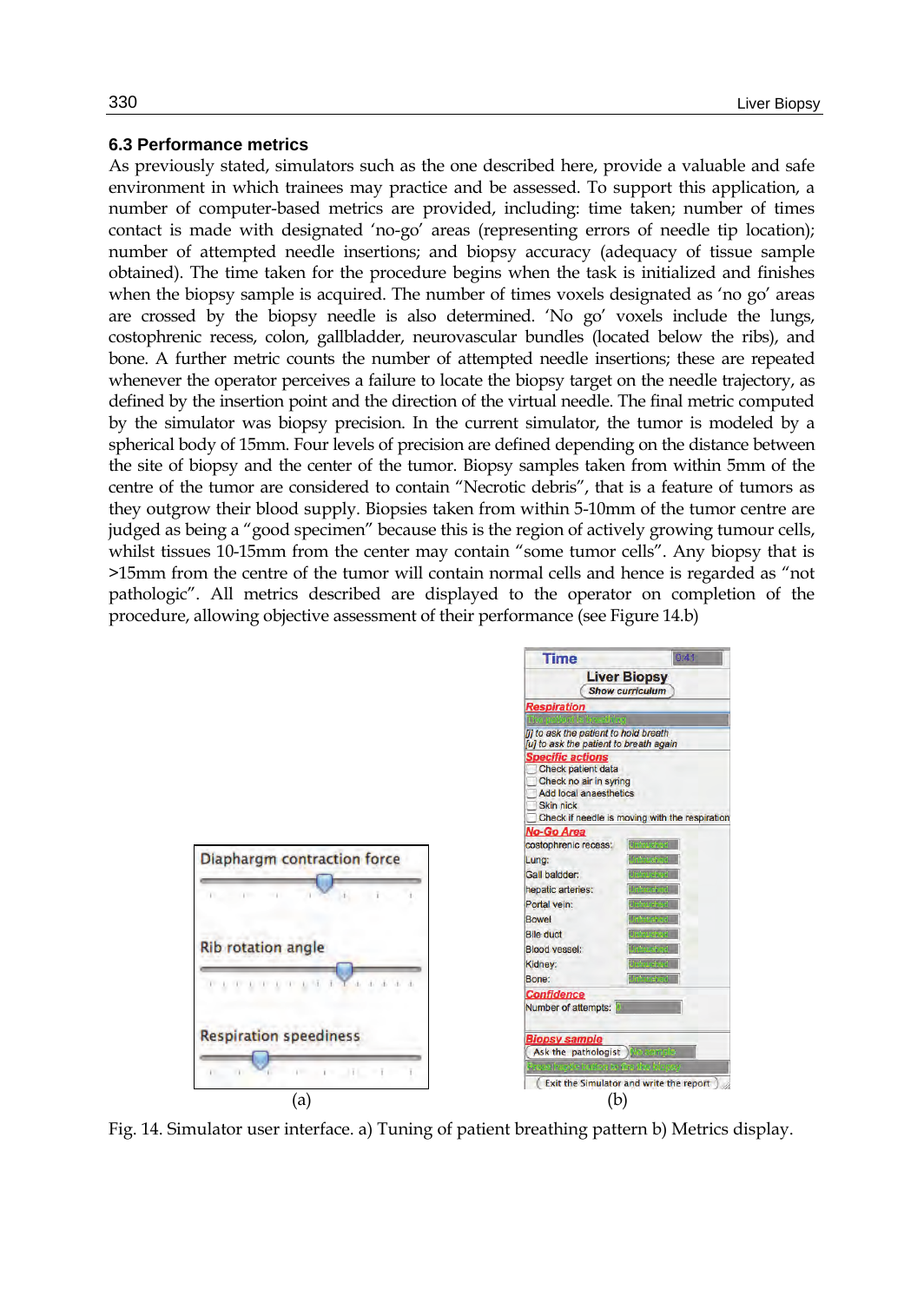### 6.3 Performance metrics

As previously stated, simulators such as the one described here, provide a valuable and safe environment in which trainees may practice and be assessed. To support this application, a number of computer-based metrics are provided, including: time taken; number of times contact is made with designated 'no-go' areas (representing errors of needle tip location); number of attempted needle insertions; and biopsy accuracy (adequacy of tissue sample obtained). The time taken for the procedure begins when the task is initialized and finishes when the biopsy sample is acquired. The number of times voxels designated as 'no go' areas are crossed by the biopsy needle is also determined. 'No go' voxels include the lungs, costophrenic recess, colon, gallbladder, neurovascular bundles (located below the ribs), and bone. A further metric counts the number of attempted needle insertions; these are repeated whenever the operator perceives a failure to locate the biopsy target on the needle trajectory, as defined by the insertion point and the direction of the virtual needle. The final metric computed by the simulator was biopsy precision. In the current simulator, the tumor is modeled by a spherical body of 15mm. Four levels of precision are defined depending on the distance between the site of biopsy and the center of the tumor. Biopsy samples taken from within 5mm of the centre of the tumor are considered to contain "Necrotic debris", that is a feature of tumors as they outgrow their blood supply. Biopsies taken from within 5-10mm of the tumor centre are judged as being a "good specimen" because this is the region of actively growing tumour cells, whilst tissues 10-15mm from the center may contain "some tumor cells". Any biopsy that is >15mm from the centre of the tumor will contain normal cells and hence is regarded as "not pathologic". All metrics described are displayed to the operator on completion of the procedure, allowing objective assessment of their performance (see Figure 14.b)

(a)

(b)

Fig. 14. Simulator user interface. a) Tuning of patient breathing pattern b) Metrics display.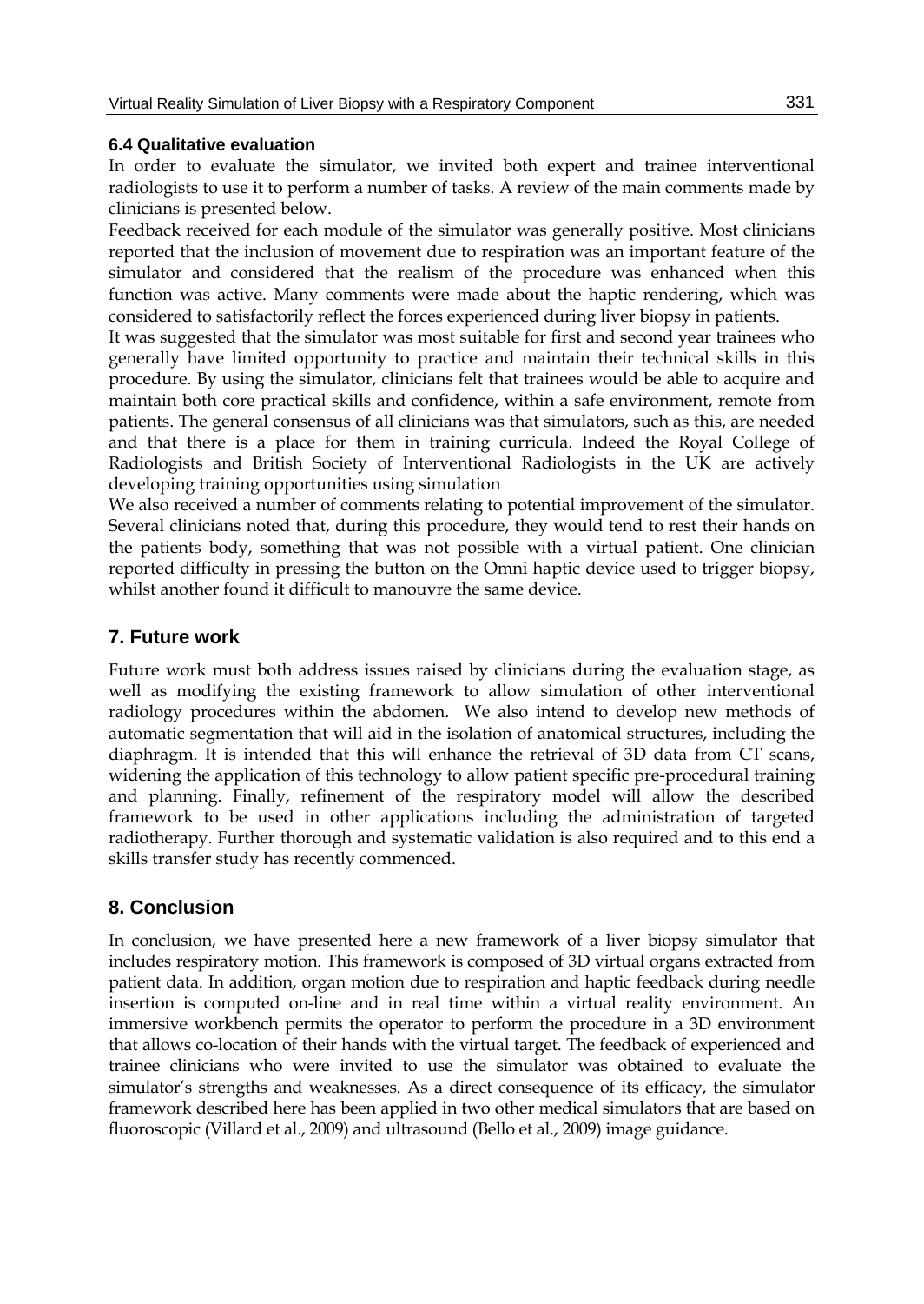### 6.4 Qualitative evaluation

In order to evaluate the simulator, we invited both expert and trainee interventional radiologists to use it to perform a number of tasks. A review of the main comments made by clinicians is presented below.

Feedback received for each module of the simulator was generally positive. Most clinicians reported that the inclusion of movement due to respiration was an important feature of the simulator and considered that the realism of the procedure was enhanced when this function was active. Many comments were made about the haptic rendering, which was considered to satisfactorily reflect the forces experienced during liver biopsy in patients.

It was suggested that the simulator was most suitable for first and second year trainees who generally have limited opportunity to practice and maintain their technical skills in this procedure. By using the simulator, clinicians felt that trainees would be able to acquire and maintain both core practical skills and confidence, within a safe environment, remote from patients. The general consensus of all clinicians was that simulators, such as this, are needed and that there is a place for them in training curricula. Indeed the Royal College of Radiologists and British Society of Interventional Radiologists in the UK are actively developing training opportunities using simulation

We also received a number of comments relating to potential improvement of the simulator. Several clinicians noted that, during this procedure, they would tend to rest their hands on the patients body, something that was not possible with a virtual patient. One clinician reported difficulty in pressing the button on the Omni haptic device used to trigger biopsy, whilst another found it difficult to manouvre the same device.

## 7. Future work

Future work must both address issues raised by clinicians during the evaluation stage, as well as modifying the existing framework to allow simulation of other interventional radiology procedures within the abdomen. We also intend to develop new methods of automatic segmentation that will aid in the isolation of anatomical structures, including the diaphragm. It is intended that this will enhance the retrieval of 3D data from CT scans, widening the application of this technology to allow patient specific pre-procedural training and planning. Finally, refinement of the respiratory model will allow the described framework to be used in other applications including the administration of targeted radiotherapy. Further thorough and systematic validation is also required and to this end a skills transfer study has recently commenced.

## 8. Conclusion

In conclusion, we have presented here a new framework of a liver biopsy simulator that includes respiratory motion. This framework is composed of 3D virtual organs extracted from patient data. In addition, organ motion due to respiration and haptic feedback during needle insertion is computed on-line and in real time within a virtual reality environment. An immersive workbench permits the operator to perform the procedure in a 3D environment that allows co-location of their hands with the virtual target. The feedback of experienced and trainee clinicians who were invited to use the simulator was obtained to evaluate the simulator's strengths and weaknesses. As a direct consequence of its efficacy, the simulator framework described here has been applied in two other medical simulators that are based on fluoroscopic (Villard et al., 2009) and ultrasound (Bello et al., 2009) image guidance.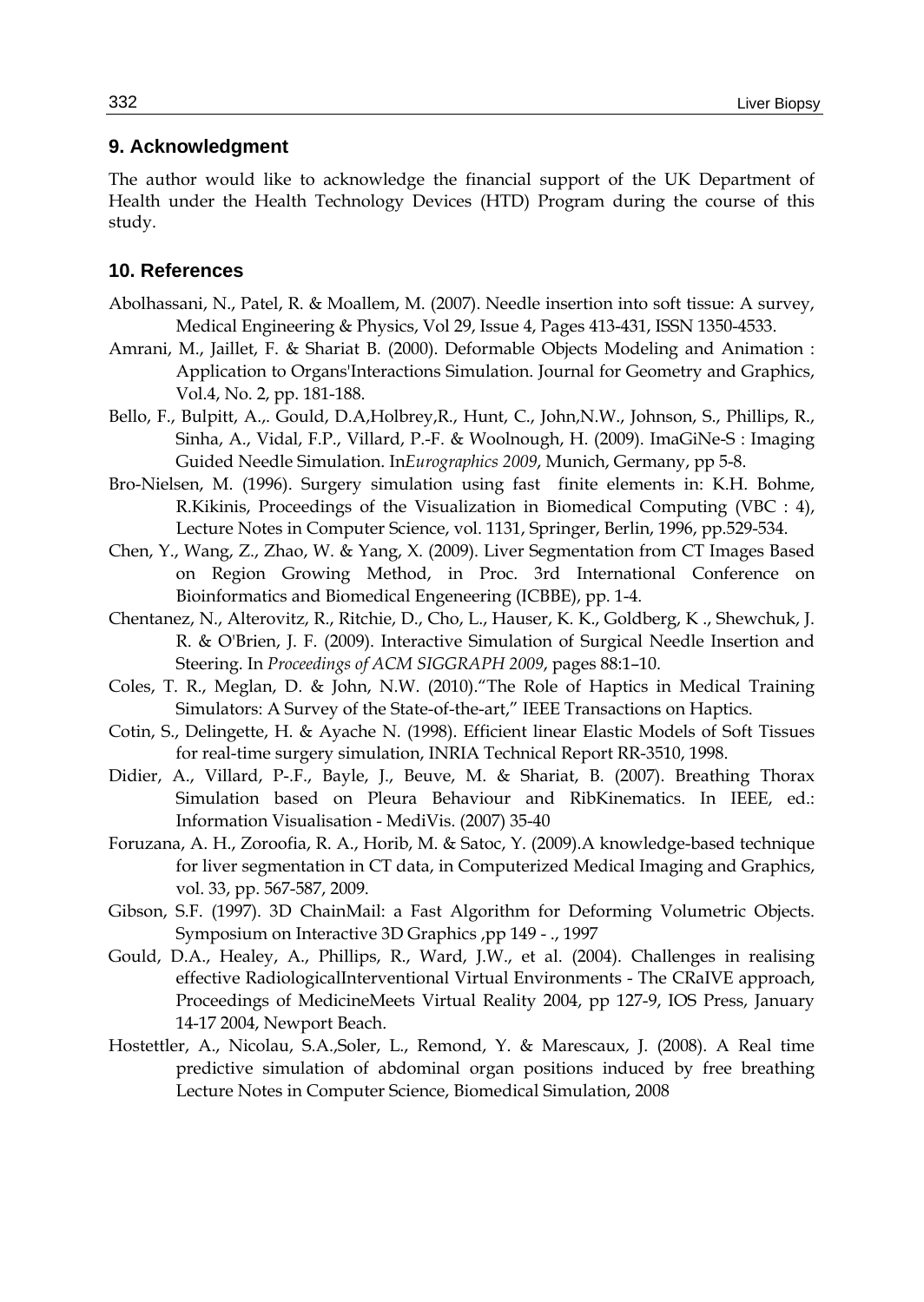## 9. Acknowledgment

The author would like to acknowledge the financial support of the UK Department of Health under the Health Technology Devices (HTD) Program during the course of this study.

## 10. References

Abolhassani, N., Patel, R. & Moallem, M. (2007). Needle insertion into soft tissue: A survey, Medical Engineering & Physics, Vol 29, Issue 4, Pages 413-431, ISSN 1350-4533.

Amrani, M., Jaillet, F. & Shariat B. (2000). Deformable Objects Modeling and Animation : Application to Organs'Interactions Simulation. Journal for Geometry and Graphics, Vol.4, No. 2, pp. 181-188.

Bello, F., Bulpitt, A.,. Gould, D.A,Holbrey,R., Hunt, C., John,N.W., Johnson, S., Phillips, R., Sinha, A., Vidal, F.P., Villard, P.-F. & Woolnough, H. (2009). ImaGiNe-S : Imaging Guided Needle Simulation. In*Eurographics 2009*, Munich, Germany, pp 5-8.

Bro-Nielsen, M. (1996). Surgery simulation using fast finite elements in: K.H. Bohme, R.Kikinis, Proceedings of the Visualization in Biomedical Computing (VBC : 4), Lecture Notes in Computer Science, vol. 1131, Springer, Berlin, 1996, pp.529-534.

Chen, Y., Wang, Z., Zhao, W. & Yang, X. (2009). Liver Segmentation from CT Images Based on Region Growing Method, in Proc. 3rd International Conference on Bioinformatics and Biomedical Engeneering (ICBBE), pp. 1-4.

Chentanez, N., Alterovitz, R., Ritchie, D., Cho, L., Hauser, K. K., Goldberg, K ., Shewchuk, J. R. & O'Brien, J. F. (2009). Interactive Simulation of Surgical Needle Insertion and Steering. In *Proceedings of ACM SIGGRAPH 2009*, pages 88:1–10.

Coles, T. R., Meglan, D. & John, N.W. (2010)."The Role of Haptics in Medical Training Simulators: A Survey of the State-of-the-art," IEEE Transactions on Haptics.

Cotin, S., Delingette, H. & Ayache N. (1998). Efficient linear Elastic Models of Soft Tissues for real-time surgery simulation, INRIA Technical Report RR-3510, 1998.

Didier, A., Villard, P-.F., Bayle, J., Beuve, M. & Shariat, B. (2007). Breathing Thorax Simulation based on Pleura Behaviour and RibKinematics. In IEEE, ed.: Information Visualisation - MediVis. (2007) 35-40

Foruzana, A. H., Zoroofia, R. A., Horib, M. & Satoc, Y. (2009).A knowledge-based technique for liver segmentation in CT data, in Computerized Medical Imaging and Graphics, vol. 33, pp. 567-587, 2009.

Gibson, S.F. (1997). 3D ChainMail: a Fast Algorithm for Deforming Volumetric Objects. Symposium on Interactive 3D Graphics ,pp 149 - ., 1997

Gould, D.A., Healey, A., Phillips, R., Ward, J.W., et al. (2004). Challenges in realising effective RadiologicalInterventional Virtual Environments - The CRaIVE approach, Proceedings of MedicineMeets Virtual Reality 2004, pp 127-9, IOS Press, January 14-17 2004, Newport Beach.

Hostettler, A., Nicolau, S.A.,Soler, L., Remond, Y. & Marescaux, J. (2008). A Real time predictive simulation of abdominal organ positions induced by free breathing Lecture Notes in Computer Science, Biomedical Simulation, 2008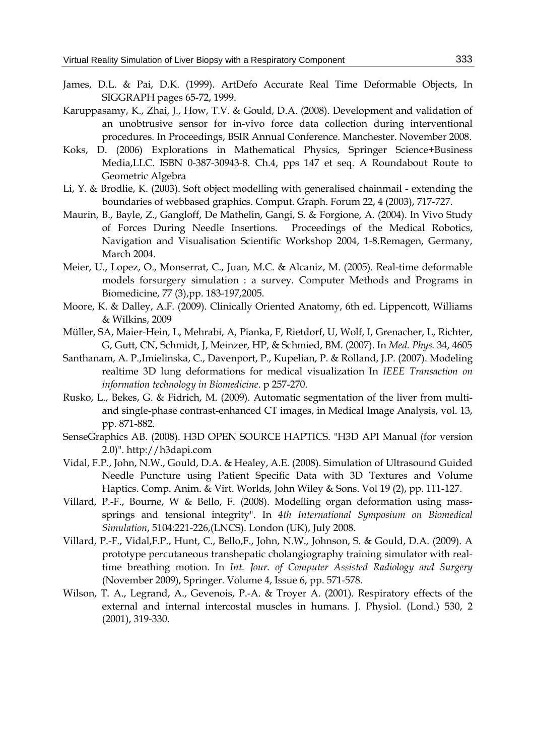James, D.L. & Pai, D.K. (1999). ArtDefo Accurate Real Time Deformable Objects, In SIGGRAPH pages 65-72, 1999.

Karuppasamy, K., Zhai, J., How, T.V. & Gould, D.A. (2008). Development and validation of an unobtrusive sensor for in-vivo force data collection during interventional procedures. In Proceedings, BSIR Annual Conference. Manchester. November 2008.

Koks, D. (2006) Explorations in Mathematical Physics, Springer Science+Business Media,LLC. ISBN 0-387-30943-8. Ch.4, pps 147 et seq. A Roundabout Route to Geometric Algebra

Li, Y. & Brodlie, K. (2003). Soft object modelling with generalised chainmail - extending the boundaries of webbased graphics. Comput. Graph. Forum 22, 4 (2003), 717-727.

Maurin, B., Bayle, Z., Gangloff, De Mathelin, Gangi, S. & Forgione, A. (2004). In Vivo Study of Forces During Needle Insertions. Proceedings of the Medical Robotics, Navigation and Visualisation Scientific Workshop 2004, 1-8.Remagen, Germany, March 2004.

Meier, U., Lopez, O., Monserrat, C., Juan, M.C. & Alcaniz, M. (2005). Real-time deformable models forsurgery simulation : a survey. Computer Methods and Programs in Biomedicine, 77 (3),pp. 183-197,2005.

Moore, K. & Dalley, A.F. (2009). Clinically Oriented Anatomy, 6th ed. Lippencott, Williams & Wilkins, 2009

Müller, SA, Maier-Hein, L, Mehrabi, A, Pianka, F, Rietdorf, U, Wolf, I, Grenacher, L, Richter, G, Gutt, CN, Schmidt, J, Meinzer, HP, & Schmied, BM. (2007). In *Med. Phys.* 34, 4605

Santhanam, A. P.,Imielinska, C., Davenport, P., Kupelian, P. & Rolland, J.P. (2007). Modeling realtime 3D lung deformations for medical visualization In *IEEE Transaction on information technology in Biomedicine*. p 257-270.

Rusko, L., Bekes, G. & Fidrich, M. (2009). Automatic segmentation of the liver from multi- and single-phase contrast-enhanced CT images, in Medical Image Analysis, vol. 13, pp. 871-882.

SenseGraphics AB. (2008). H3D OPEN SOURCE HAPTICS. "H3D API Manual (for version 2.0)". http://h3dapi.com

Vidal, F.P., John, N.W., Gould, D.A. & Healey, A.E. (2008). Simulation of Ultrasound Guided Needle Puncture using Patient Specific Data with 3D Textures and Volume Haptics. Comp. Anim. & Virt. Worlds, John Wiley & Sons. Vol 19 (2), pp. 111-127.

Villard, P.-F., Bourne, W & Bello, F. (2008). Modelling organ deformation using mass-springs and tensional integrity". In *4th International Symposium on Biomedical Simulation*, 5104:221-226,(LNCS). London (UK), July 2008.

Villard, P.-F., Vidal,F.P., Hunt, C., Bello,F., John, N.W., Johnson, S. & Gould, D.A. (2009). A prototype percutaneous transhepatic cholangiography training simulator with real-time breathing motion. In *Int. Jour. of Computer Assisted Radiology and Surgery* (November 2009), Springer. Volume 4, Issue 6, pp. 571-578.

Wilson, T. A., Legrand, A., Gevenois, P.-A. & Troyer A. (2001). Respiratory effects of the external and internal intercostal muscles in humans. J. Physiol. (Lond.) 530, 2 (2001), 319-330.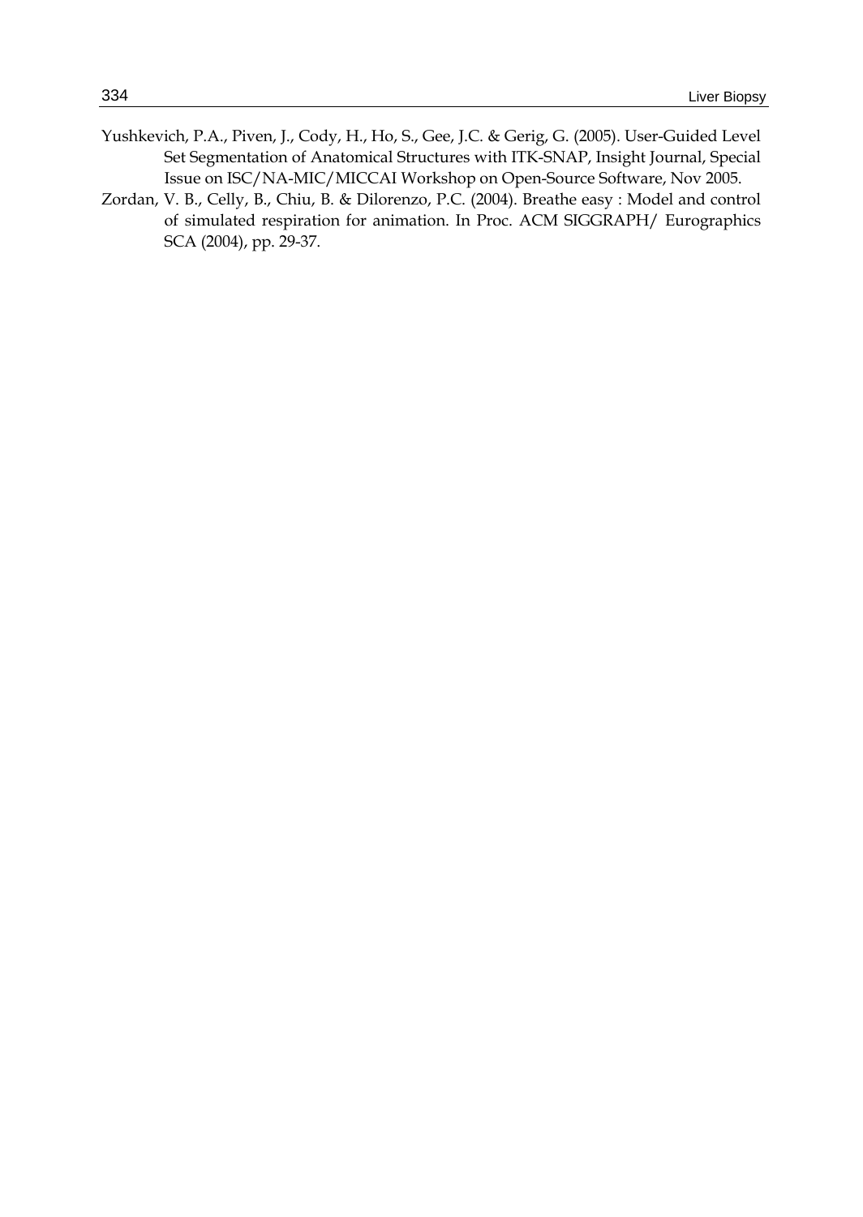Yushkevich, P.A., Piven, J., Cody, H., Ho, S., Gee, J.C. & Gerig, G. (2005). User-Guided Level Set Segmentation of Anatomical Structures with ITK-SNAP, Insight Journal, Special Issue on ISC/NA-MIC/MICCAI Workshop on Open-Source Software, Nov 2005.

Zordan, V. B., Celly, B., Chiu, B. & Dilorenzo, P.C. (2004). Breathe easy : Model and control of simulated respiration for animation. In Proc. ACM SIGGRAPH/ Eurographics SCA (2004), pp. 29-37.